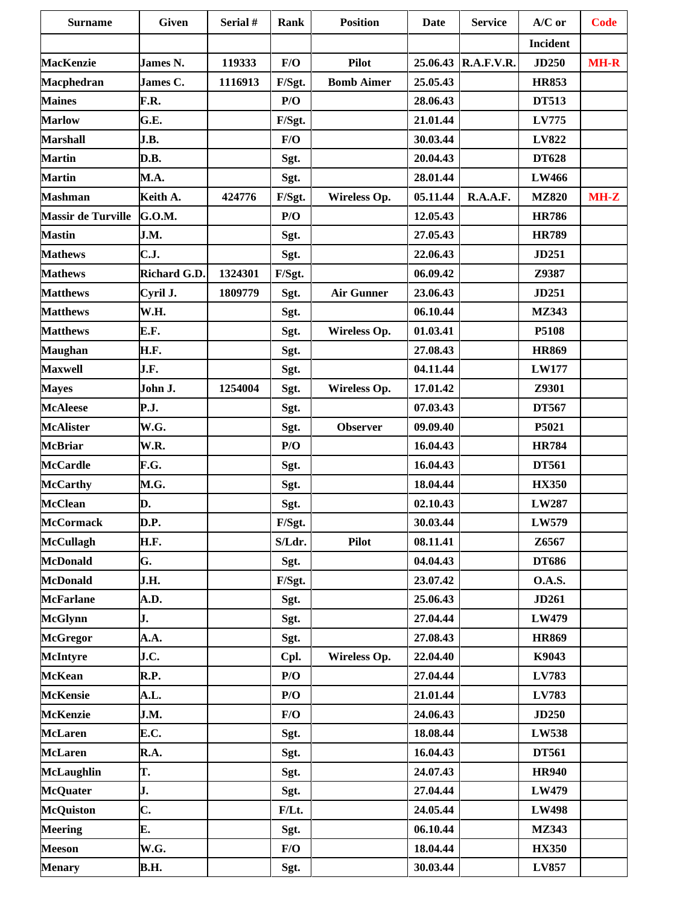| Surname | Given | Serial # | Rank | Position | Date | Service | A/C or | Code |
|---|---|---|---|---|---|---|---|---|
| | | | | | | | Incident | |
| MacKenzie | James N. | 119333 | F/O | Pilot | 25.06.43 | R.A.F.V.R. | JD250 | MH-R |
| Macphedran | James C. | 1116913 | F/Sgt. | Bomb Aimer | 25.05.43 | | HR853 | |
| Maines | F.R. | | P/O | | 28.06.43 | | DT513 | |
| Marlow | G.E. | | F/Sgt. | | 21.01.44 | | LV775 | |
| Marshall | J.B. | | F/O | | 30.03.44 | | LV822 | |
| Martin | D.B. | | Sgt. | | 20.04.43 | | DT628 | |
| Martin | M.A. | | Sgt. | | 28.01.44 | | LW466 | |
| Mashman | Keith A. | 424776 | F/Sgt. | Wireless Op. | 05.11.44 | R.A.A.F. | MZ820 | MH-Z |
| Massir de Turville | G.O.M. | | P/O | | 12.05.43 | | HR786 | |
| Mastin | J.M. | | Sgt. | | 27.05.43 | | HR789 | |
| Mathews | C.J. | | Sgt. | | 22.06.43 | | JD251 | |
| Mathews | Richard G.D. | 1324301 | F/Sgt. | | 06.09.42 | | Z9387 | |
| Matthews | Cyril J. | 1809779 | Sgt. | Air Gunner | 23.06.43 | | JD251 | |
| Matthews | W.H. | | Sgt. | | 06.10.44 | | MZ343 | |
| Matthews | E.F. | | Sgt. | Wireless Op. | 01.03.41 | | P5108 | |
| Maughan | H.F. | | Sgt. | | 27.08.43 | | HR869 | |
| Maxwell | J.F. | | Sgt. | | 04.11.44 | | LW177 | |
| Mayes | John J. | 1254004 | Sgt. | Wireless Op. | 17.01.42 | | Z9301 | |
| McAleese | P.J. | | Sgt. | | 07.03.43 | | DT567 | |
| McAlister | W.G. | | Sgt. | Observer | 09.09.40 | | P5021 | |
| McBriar | W.R. | | P/O | | 16.04.43 | | HR784 | |
| McCardle | F.G. | | Sgt. | | 16.04.43 | | DT561 | |
| McCarthy | M.G. | | Sgt. | | 18.04.44 | | HX350 | |
| McClean | D. | | Sgt. | | 02.10.43 | | LW287 | |
| McCormack | D.P. | | F/Sgt. | | 30.03.44 | | LW579 | |
| McCullagh | H.F. | | S/Ldr. | Pilot | 08.11.41 | | Z6567 | |
| McDonald | G. | | Sgt. | | 04.04.43 | | DT686 | |
| McDonald | J.H. | | F/Sgt. | | 23.07.42 | | O.A.S. | |
| McFarlane | A.D. | | Sgt. | | 25.06.43 | | JD261 | |
| McGlynn | J. | | Sgt. | | 27.04.44 | | LW479 | |
| McGregor | A.A. | | Sgt. | | 27.08.43 | | HR869 | |
| McIntyre | J.C. | | Cpl. | Wireless Op. | 22.04.40 | | K9043 | |
| McKean | R.P. | | P/O | | 27.04.44 | | LV783 | |
| McKensie | A.L. | | P/O | | 21.01.44 | | LV783 | |
| McKenzie | J.M. | | F/O | | 24.06.43 | | JD250 | |
| McLaren | E.C. | | Sgt. | | 18.08.44 | | LW538 | |
| McLaren | R.A. | | Sgt. | | 16.04.43 | | DT561 | |
| McLaughlin | T. | | Sgt. | | 24.07.43 | | HR940 | |
| McQuater | J. | | Sgt. | | 27.04.44 | | LW479 | |
| McQuiston | C. | | F/Lt. | | 24.05.44 | | LW498 | |
| Meering | E. | | Sgt. | | 06.10.44 | | MZ343 | |
| Meeson | W.G. | | F/O | | 18.04.44 | | HX350 | |
| Menary | B.H. | | Sgt. | | 30.03.44 | | LV857 | |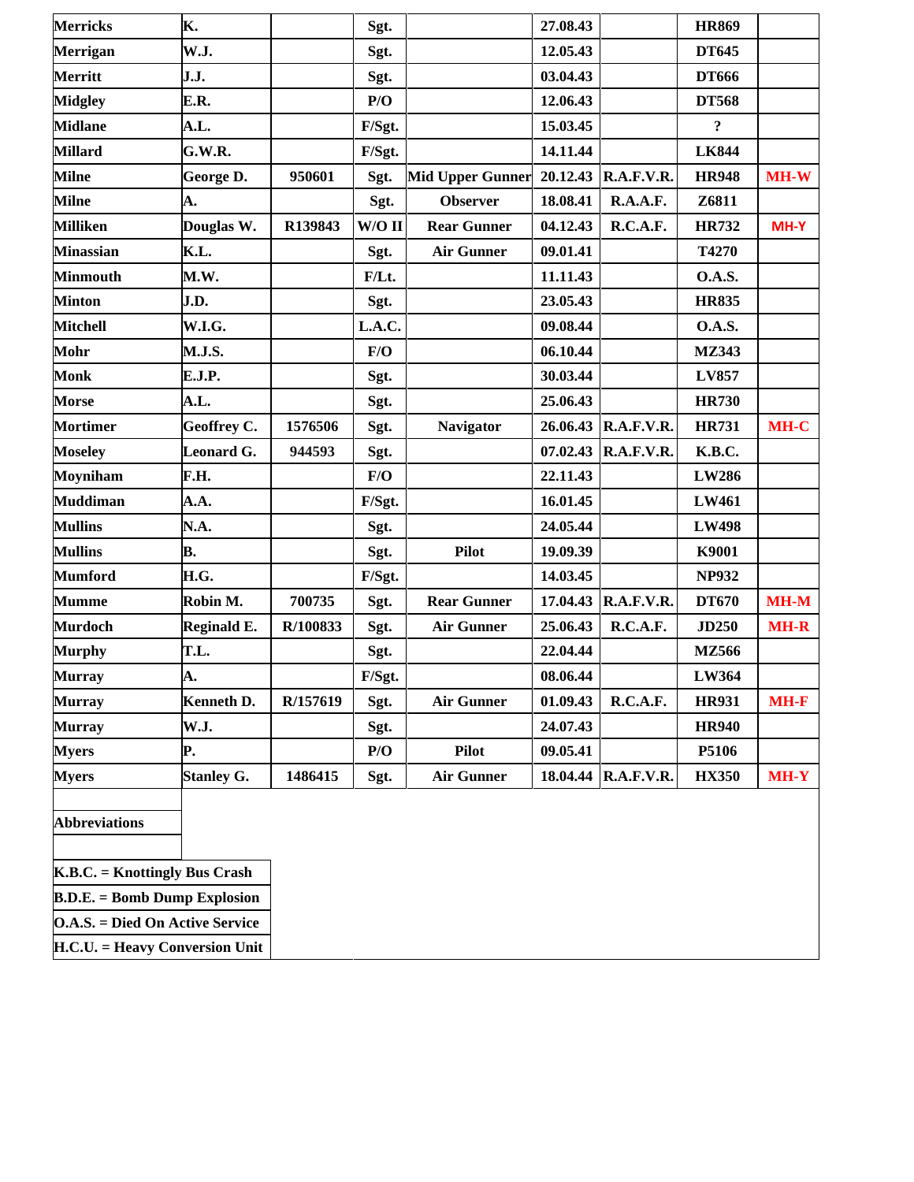| | | | | | | | | |
|---|---|---|---|---|---|---|---|---|
| **Merricks** | **K.** | | **Sgt.** | | **27.08.43** | | **HR869** | |
| **Merrigan** | **W.J.** | | **Sgt.** | | **12.05.43** | | **DT645** | |
| **Merritt** | **J.J.** | | **Sgt.** | | **03.04.43** | | **DT666** | |
| **Midgley** | **E.R.** | | **P/O** | | **12.06.43** | | **DT568** | |
| **Midlane** | **A.L.** | | **F/Sgt.** | | **15.03.45** | | **?** | |
| **Millard** | **G.W.R.** | | **F/Sgt.** | | **14.11.44** | | **LK844** | |
| **Milne** | **George D.** | **950601** | **Sgt.** | **Mid Upper Gunner** | **20.12.43** | **R.A.F.V.R.** | **HR948** | **MH-W** |
| **Milne** | **A.** | | **Sgt.** | **Observer** | **18.08.41** | **R.A.A.F.** | **Z6811** | |
| **Milliken** | **Douglas W.** | **R139843** | **W/O II** | **Rear Gunner** | **04.12.43** | **R.C.A.F.** | **HR732** | **MH-Y** |
| **Minassian** | **K.L.** | | **Sgt.** | **Air Gunner** | **09.01.41** | | **T4270** | |
| **Minmouth** | **M.W.** | | **F/Lt.** | | **11.11.43** | | **O.A.S.** | |
| **Minton** | **J.D.** | | **Sgt.** | | **23.05.43** | | **HR835** | |
| **Mitchell** | **W.I.G.** | | **L.A.C.** | | **09.08.44** | | **O.A.S.** | |
| **Mohr** | **M.J.S.** | | **F/O** | | **06.10.44** | | **MZ343** | |
| **Monk** | **E.J.P.** | | **Sgt.** | | **30.03.44** | | **LV857** | |
| **Morse** | **A.L.** | | **Sgt.** | | **25.06.43** | | **HR730** | |
| **Mortimer** | **Geoffrey C.** | **1576506** | **Sgt.** | **Navigator** | **26.06.43** | **R.A.F.V.R.** | **HR731** | **MH-C** |
| **Moseley** | **Leonard G.** | **944593** | **Sgt.** | | **07.02.43** | **R.A.F.V.R.** | **K.B.C.** | |
| **Moyniham** | **F.H.** | | **F/O** | | **22.11.43** | | **LW286** | |
| **Muddiman** | **A.A.** | | **F/Sgt.** | | **16.01.45** | | **LW461** | |
| **Mullins** | **N.A.** | | **Sgt.** | | **24.05.44** | | **LW498** | |
| **Mullins** | **B.** | | **Sgt.** | **Pilot** | **19.09.39** | | **K9001** | |
| **Mumford** | **H.G.** | | **F/Sgt.** | | **14.03.45** | | **NP932** | |
| **Mumme** | **Robin M.** | **700735** | **Sgt.** | **Rear Gunner** | **17.04.43** | **R.A.F.V.R.** | **DT670** | **MH-M** |
| **Murdoch** | **Reginald E.** | **R/100833** | **Sgt.** | **Air Gunner** | **25.06.43** | **R.C.A.F.** | **JD250** | **MH-R** |
| **Murphy** | **T.L.** | | **Sgt.** | | **22.04.44** | | **MZ566** | |
| **Murray** | **A.** | | **F/Sgt.** | | **08.06.44** | | **LW364** | |
| **Murray** | **Kenneth D.** | **R/157619** | **Sgt.** | **Air Gunner** | **01.09.43** | **R.C.A.F.** | **HR931** | **MH-F** |
| **Murray** | **W.J.** | | **Sgt.** | | **24.07.43** | | **HR940** | |
| **Myers** | **P.** | | **P/O** | **Pilot** | **09.05.41** | | **P5106** | |
| **Myers** | **Stanley G.** | **1486415** | **Sgt.** | **Air Gunner** | **18.04.44** | **R.A.F.V.R.** | **HX350** | **MH-Y** |

**Abbreviations**

**K.B.C. = Knottingly Bus Crash**
**B.D.E. = Bomb Dump Explosion**
**O.A.S. = Died On Active Service**
**H.C.U. = Heavy Conversion Unit**